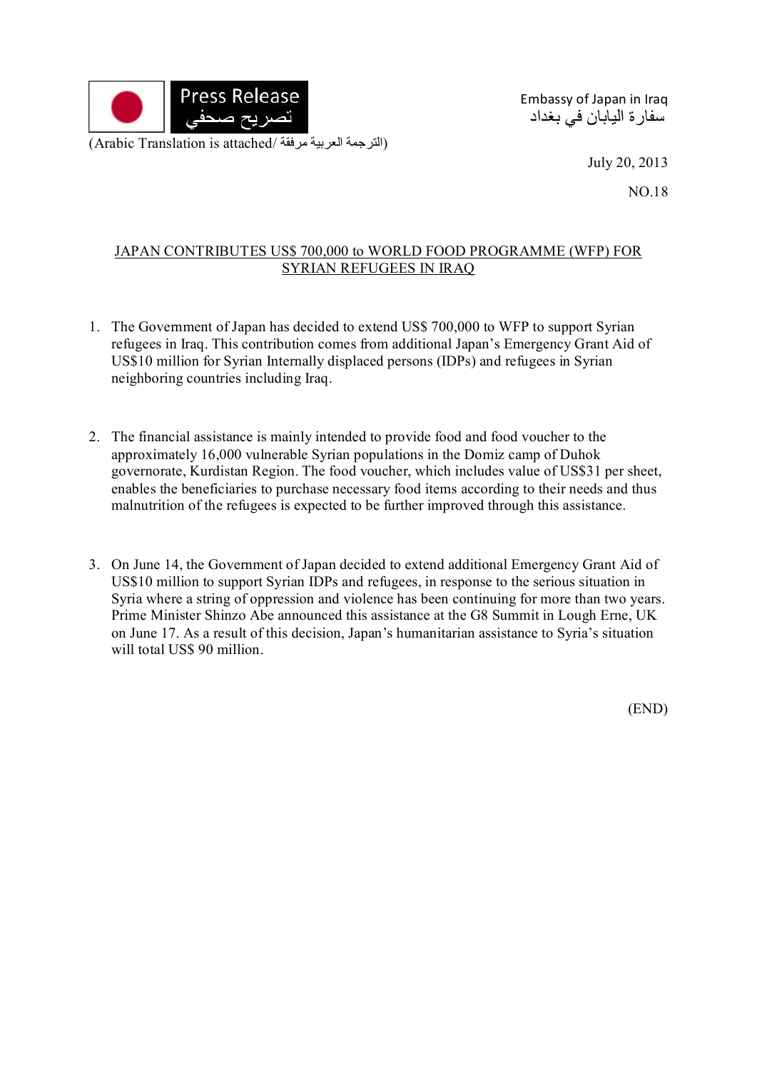Press Release
تصريح صحفي

(Arabic Translation is attached/ الترجمة العربية مرفقة)

Embassy of Japan in Iraq
سفارة اليابان في بغداد

July 20, 2013

NO.18

## JAPAN CONTRIBUTES US$ 700,000 to WORLD FOOD PROGRAMME (WFP) FOR SYRIAN REFUGEES IN IRAQ

1. The Government of Japan has decided to extend US$ 700,000 to WFP to support Syrian refugees in Iraq. This contribution comes from additional Japan's Emergency Grant Aid of US$10 million for Syrian Internally displaced persons (IDPs) and refugees in Syrian neighboring countries including Iraq.

2. The financial assistance is mainly intended to provide food and food voucher to the approximately 16,000 vulnerable Syrian populations in the Domiz camp of Duhok governorate, Kurdistan Region. The food voucher, which includes value of US$31 per sheet, enables the beneficiaries to purchase necessary food items according to their needs and thus malnutrition of the refugees is expected to be further improved through this assistance.

3. On June 14, the Government of Japan decided to extend additional Emergency Grant Aid of US$10 million to support Syrian IDPs and refugees, in response to the serious situation in Syria where a string of oppression and violence has been continuing for more than two years. Prime Minister Shinzo Abe announced this assistance at the G8 Summit in Lough Erne, UK on June 17. As a result of this decision, Japan's humanitarian assistance to Syria's situation will total US$ 90 million.

(END)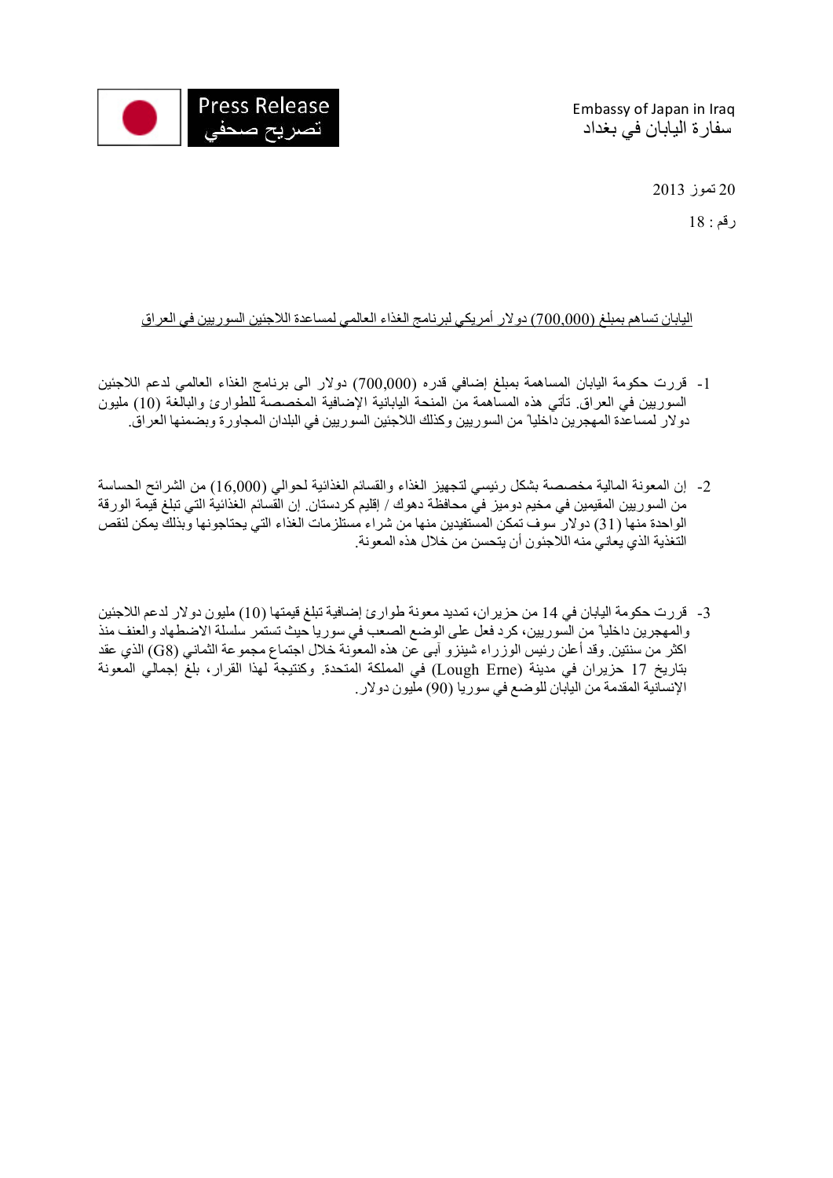Press Release
تصريح صحفي

Embassy of Japan in Iraq
سفارة اليابان في بغداد

20 تموز 2013

رقم : 18

اليابان تساهم بمبلغ (700,000) دولار أمريكي لبرنامج الغذاء العالمي لمساعدة اللاجئين السوريين في العراق

1- قررت حكومة اليابان المساهمة بمبلغ إضافي قدره (700,000) دولار الى برنامج الغذاء العالمي لدعم اللاجئين السوريين في العراق. تأتي هذه المساهمة من المنحة اليابانية الإضافية المخصصة للطوارئ والبالغة (10) مليون دولار لمساعدة المهجرين داخلياً من السوريين وكذلك اللاجئين السوريين في البلدان المجاورة وبضمنها العراق.

2- إن المعونة المالية مخصصة بشكل رئيسي لتجهيز الغذاء والقسائم الغذائية لحوالي (16,000) من الشرائح الحساسة من السوريين المقيمين في مخيم دوميز في محافظة دهوك / إقليم كردستان. إن القسائم الغذائية التي تبلغ قيمة الورقة الواحدة منها (31) دولار سوف تمكن المستفيدين منها من شراء مستلزمات الغذاء التي يحتاجونها وبذلك يمكن لنقص التغذية الذي يعاني منه اللاجئون أن يتحسن من خلال هذه المعونة.

3- قررت حكومة اليابان في 14 من حزيران، تمديد معونة طوارئ إضافية تبلغ قيمتها (10) مليون دولار لدعم اللاجئين والمهجرين داخلياً من السوريين، كرد فعل على الوضع الصعب في سوريا حيث تستمر سلسلة الاضطهاد والعنف منذ اكثر من سنتين. وقد أعلن رئيس الوزراء شينزو آبي عن هذه المعونة خلال اجتماع مجموعة الثماني (G8) الذي عقد بتاريخ 17 حزيران في مدينة (Lough Erne) في المملكة المتحدة. وكنتيجة لهذا القرار، بلغ إجمالي المعونة الإنسانية المقدمة من اليابان للوضع في سوريا (90) مليون دولار.